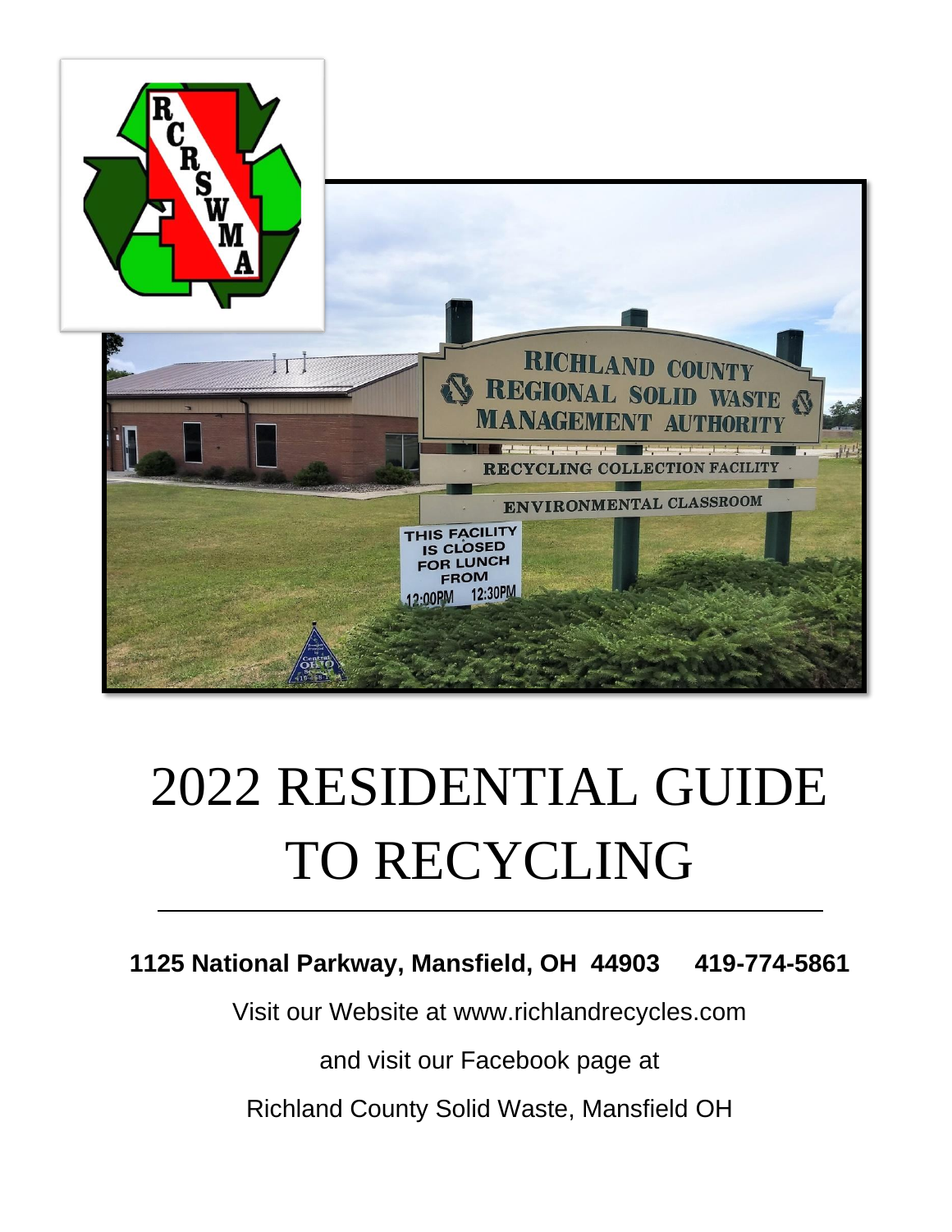# 2022 RESIDENTIAL GUIDE TO RECYCLING

**1125 National Parkway, Mansfield, OH 44903    419-774-5861**

Visit our Website at www.richlandrecycles.com

and visit our Facebook page at

Richland County Solid Waste, Mansfield OH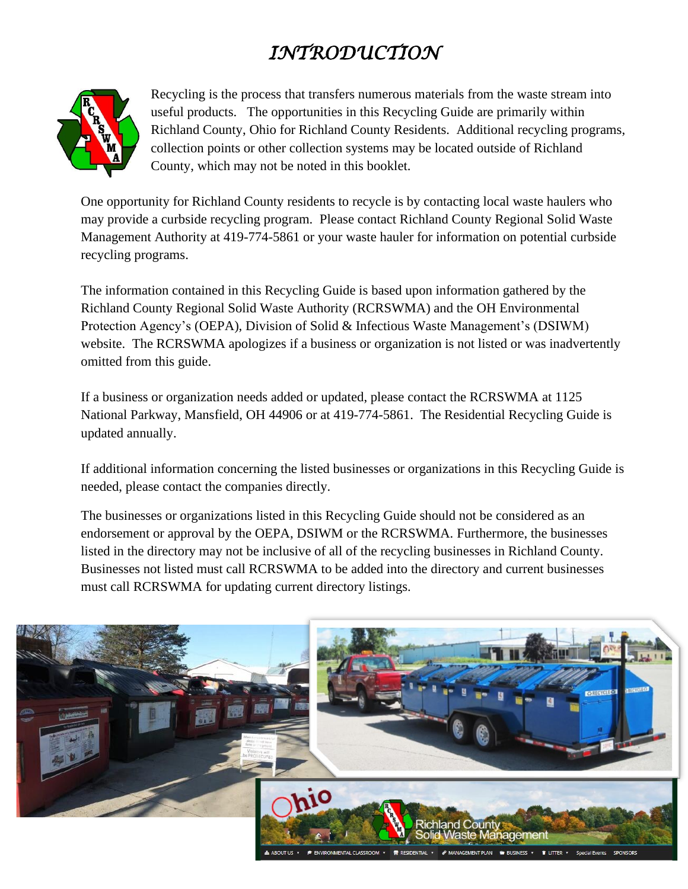# INTRODUCTION

Recycling is the process that transfers numerous materials from the waste stream into useful products. The opportunities in this Recycling Guide are primarily within Richland County, Ohio for Richland County Residents. Additional recycling programs, collection points or other collection systems may be located outside of Richland County, which may not be noted in this booklet.

One opportunity for Richland County residents to recycle is by contacting local waste haulers who may provide a curbside recycling program. Please contact Richland County Regional Solid Waste Management Authority at 419-774-5861 or your waste hauler for information on potential curbside recycling programs.

The information contained in this Recycling Guide is based upon information gathered by the Richland County Regional Solid Waste Authority (RCRSWMA) and the OH Environmental Protection Agency's (OEPA), Division of Solid & Infectious Waste Management's (DSIWM) website. The RCRSWMA apologizes if a business or organization is not listed or was inadvertently omitted from this guide.

If a business or organization needs added or updated, please contact the RCRSWMA at 1125 National Parkway, Mansfield, OH 44906 or at 419-774-5861. The Residential Recycling Guide is updated annually.

If additional information concerning the listed businesses or organizations in this Recycling Guide is needed, please contact the companies directly.

The businesses or organizations listed in this Recycling Guide should not be considered as an endorsement or approval by the OEPA, DSIWM or the RCRSWMA. Furthermore, the businesses listed in the directory may not be inclusive of all of the recycling businesses in Richland County. Businesses not listed must call RCRSWMA to be added into the directory and current businesses must call RCRSWMA for updating current directory listings.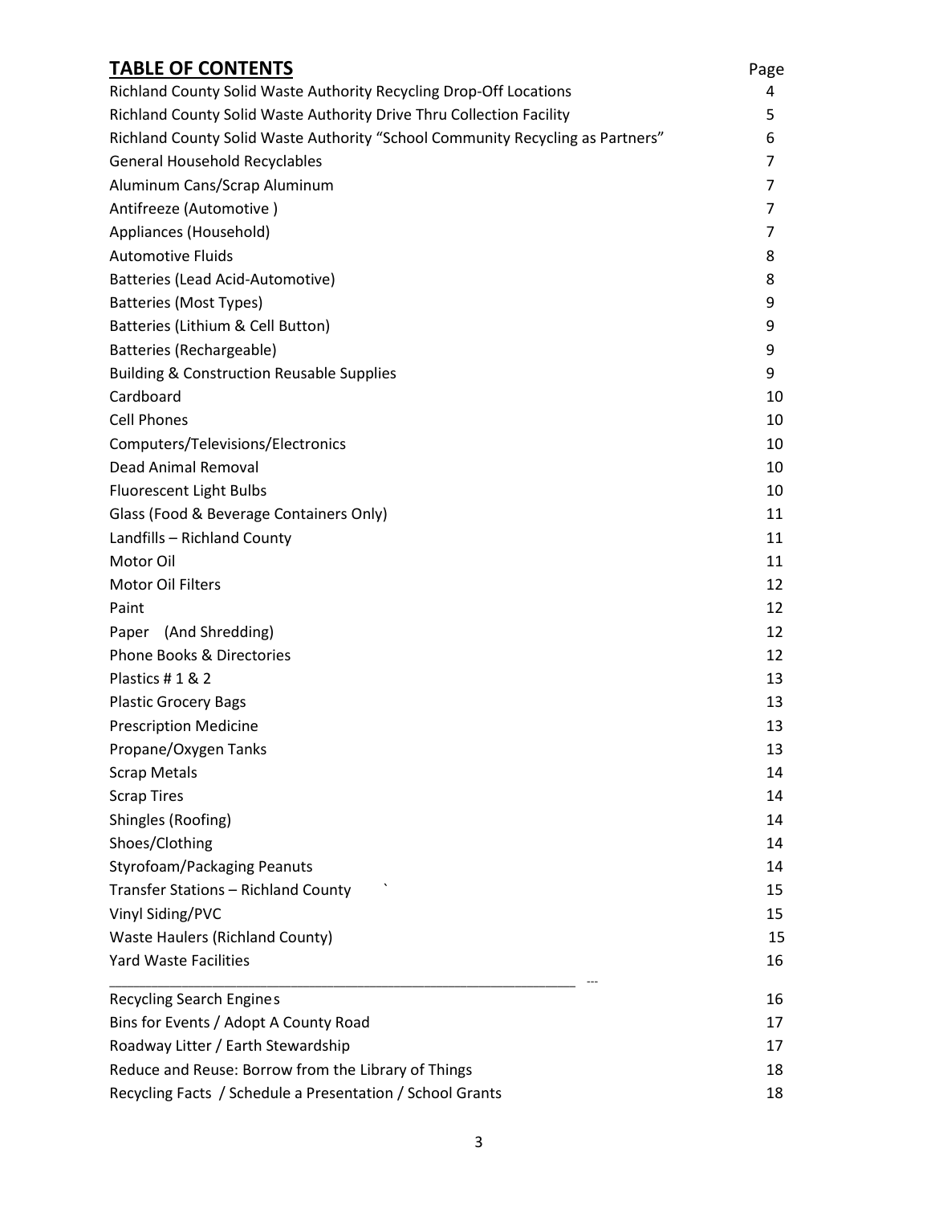# TABLE OF CONTENTS

| | Page |
|---|---|
| Richland County Solid Waste Authority Recycling Drop-Off Locations | 4 |
| Richland County Solid Waste Authority Drive Thru Collection Facility | 5 |
| Richland County Solid Waste Authority "School Community Recycling as Partners" | 6 |
| General Household Recyclables | 7 |
| Aluminum Cans/Scrap Aluminum | 7 |
| Antifreeze (Automotive ) | 7 |
| Appliances (Household) | 7 |
| Automotive Fluids | 8 |
| Batteries (Lead Acid-Automotive) | 8 |
| Batteries (Most Types) | 9 |
| Batteries (Lithium & Cell Button) | 9 |
| Batteries (Rechargeable) | 9 |
| Building & Construction Reusable Supplies | 9 |
| Cardboard | 10 |
| Cell Phones | 10 |
| Computers/Televisions/Electronics | 10 |
| Dead Animal Removal | 10 |
| Fluorescent Light Bulbs | 10 |
| Glass (Food & Beverage Containers Only) | 11 |
| Landfills – Richland County | 11 |
| Motor Oil | 11 |
| Motor Oil Filters | 12 |
| Paint | 12 |
| Paper (And Shredding) | 12 |
| Phone Books & Directories | 12 |
| Plastics # 1 & 2 | 13 |
| Plastic Grocery Bags | 13 |
| Prescription Medicine | 13 |
| Propane/Oxygen Tanks | 13 |
| Scrap Metals | 14 |
| Scrap Tires | 14 |
| Shingles (Roofing) | 14 |
| Shoes/Clothing | 14 |
| Styrofoam/Packaging Peanuts | 14 |
| Transfer Stations – Richland County | 15 |
| Vinyl Siding/PVC | 15 |
| Waste Haulers (Richland County) | 15 |
| Yard Waste Facilities | 16 |
| Recycling Search Engines | 16 |
| Bins for Events / Adopt A County Road | 17 |
| Roadway Litter / Earth Stewardship | 17 |
| Reduce and Reuse: Borrow from the Library of Things | 18 |
| Recycling Facts / Schedule a Presentation / School Grants | 18 |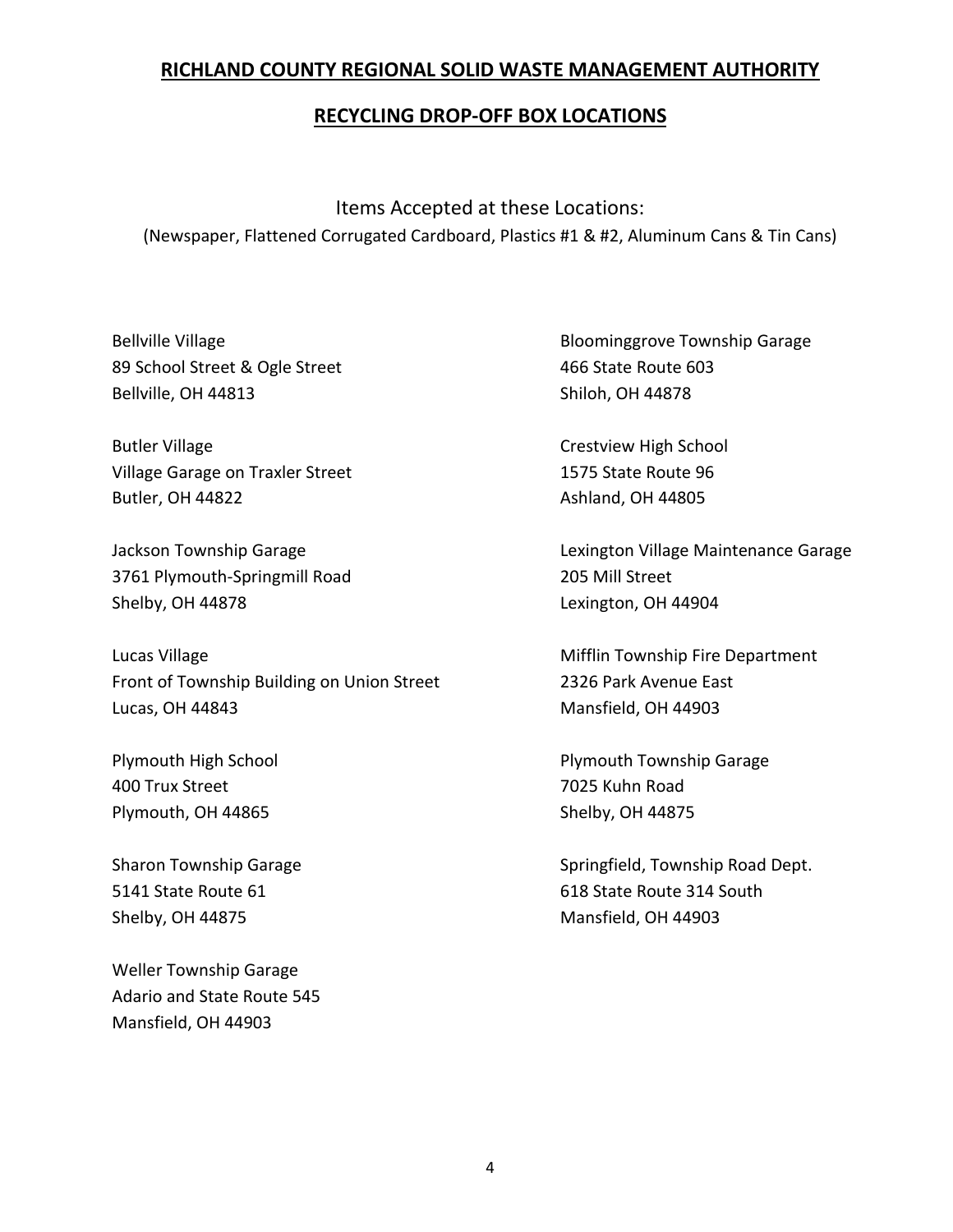## RICHLAND COUNTY REGIONAL SOLID WASTE MANAGEMENT AUTHORITY

## RECYCLING DROP-OFF BOX LOCATIONS

Items Accepted at these Locations:

(Newspaper, Flattened Corrugated Cardboard, Plastics #1 & #2, Aluminum Cans & Tin Cans)

Bellville Village
89 School Street & Ogle Street
Bellville, OH 44813

Bloominggrove Township Garage
466 State Route 603
Shiloh, OH 44878

Butler Village
Village Garage on Traxler Street
Butler, OH 44822

Crestview High School
1575 State Route 96
Ashland, OH 44805

Jackson Township Garage
3761 Plymouth-Springmill Road
Shelby, OH 44878

Lexington Village Maintenance Garage
205 Mill Street
Lexington, OH 44904

Lucas Village
Front of Township Building on Union Street
Lucas, OH 44843

Mifflin Township Fire Department
2326 Park Avenue East
Mansfield, OH 44903

Plymouth High School
400 Trux Street
Plymouth, OH 44865

Plymouth Township Garage
7025 Kuhn Road
Shelby, OH 44875

Sharon Township Garage
5141 State Route 61
Shelby, OH 44875

Springfield, Township Road Dept.
618 State Route 314 South
Mansfield, OH 44903

Weller Township Garage
Adario and State Route 545
Mansfield, OH 44903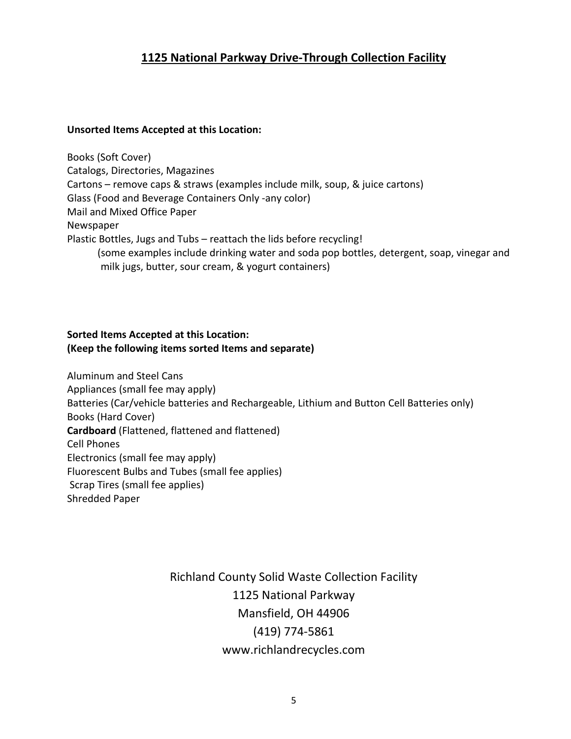## 1125 National Parkway Drive-Through Collection Facility

**Unsorted Items Accepted at this Location:**

Books (Soft Cover)
Catalogs, Directories, Magazines
Cartons – remove caps & straws (examples include milk, soup, & juice cartons)
Glass (Food and Beverage Containers Only -any color)
Mail and Mixed Office Paper
Newspaper
Plastic Bottles, Jugs and Tubs – reattach the lids before recycling!
(some examples include drinking water and soda pop bottles, detergent, soap, vinegar and milk jugs, butter, sour cream, & yogurt containers)

**Sorted Items Accepted at this Location:**
**(Keep the following items sorted Items and separate)**

Aluminum and Steel Cans
Appliances (small fee may apply)
Batteries (Car/vehicle batteries and Rechargeable, Lithium and Button Cell Batteries only)
Books (Hard Cover)
**Cardboard** (Flattened, flattened and flattened)
Cell Phones
Electronics (small fee may apply)
Fluorescent Bulbs and Tubes (small fee applies)
Scrap Tires (small fee applies)
Shredded Paper

Richland County Solid Waste Collection Facility
1125 National Parkway
Mansfield, OH 44906
(419) 774-5861
www.richlandrecycles.com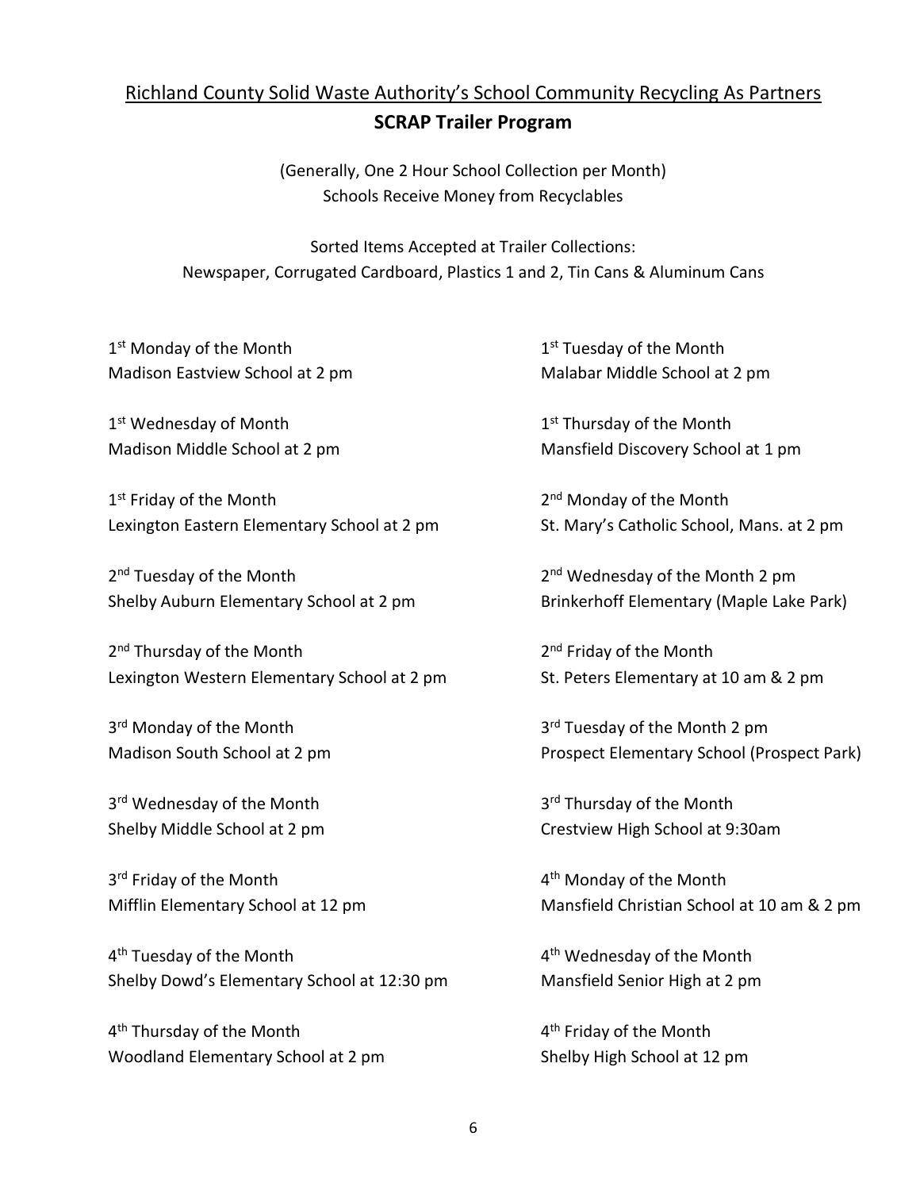## Richland County Solid Waste Authority's School Community Recycling As Partners

## **SCRAP Trailer Program**

(Generally, One 2 Hour School Collection per Month)
Schools Receive Money from Recyclables

Sorted Items Accepted at Trailer Collections:
Newspaper, Corrugated Cardboard, Plastics 1 and 2, Tin Cans & Aluminum Cans

1st Monday of the Month
Madison Eastview School at 2 pm

1st Tuesday of the Month
Malabar Middle School at 2 pm

1st Wednesday of Month
Madison Middle School at 2 pm

1st Thursday of the Month
Mansfield Discovery School at 1 pm

1st Friday of the Month
Lexington Eastern Elementary School at 2 pm

2nd Monday of the Month
St. Mary's Catholic School, Mans. at 2 pm

2nd Tuesday of the Month
Shelby Auburn Elementary School at 2 pm

2nd Wednesday of the Month 2 pm
Brinkerhoff Elementary (Maple Lake Park)

2nd Thursday of the Month
Lexington Western Elementary School at 2 pm

2nd Friday of the Month
St. Peters Elementary at 10 am & 2 pm

3rd Monday of the Month
Madison South School at 2 pm

3rd Tuesday of the Month 2 pm
Prospect Elementary School (Prospect Park)

3rd Wednesday of the Month
Shelby Middle School at 2 pm

3rd Thursday of the Month
Crestview High School at 9:30am

3rd Friday of the Month
Mifflin Elementary School at 12 pm

4th Monday of the Month
Mansfield Christian School at 10 am & 2 pm

4th Tuesday of the Month
Shelby Dowd's Elementary School at 12:30 pm

4th Wednesday of the Month
Mansfield Senior High at 2 pm

4th Thursday of the Month
Woodland Elementary School at 2 pm

4th Friday of the Month
Shelby High School at 12 pm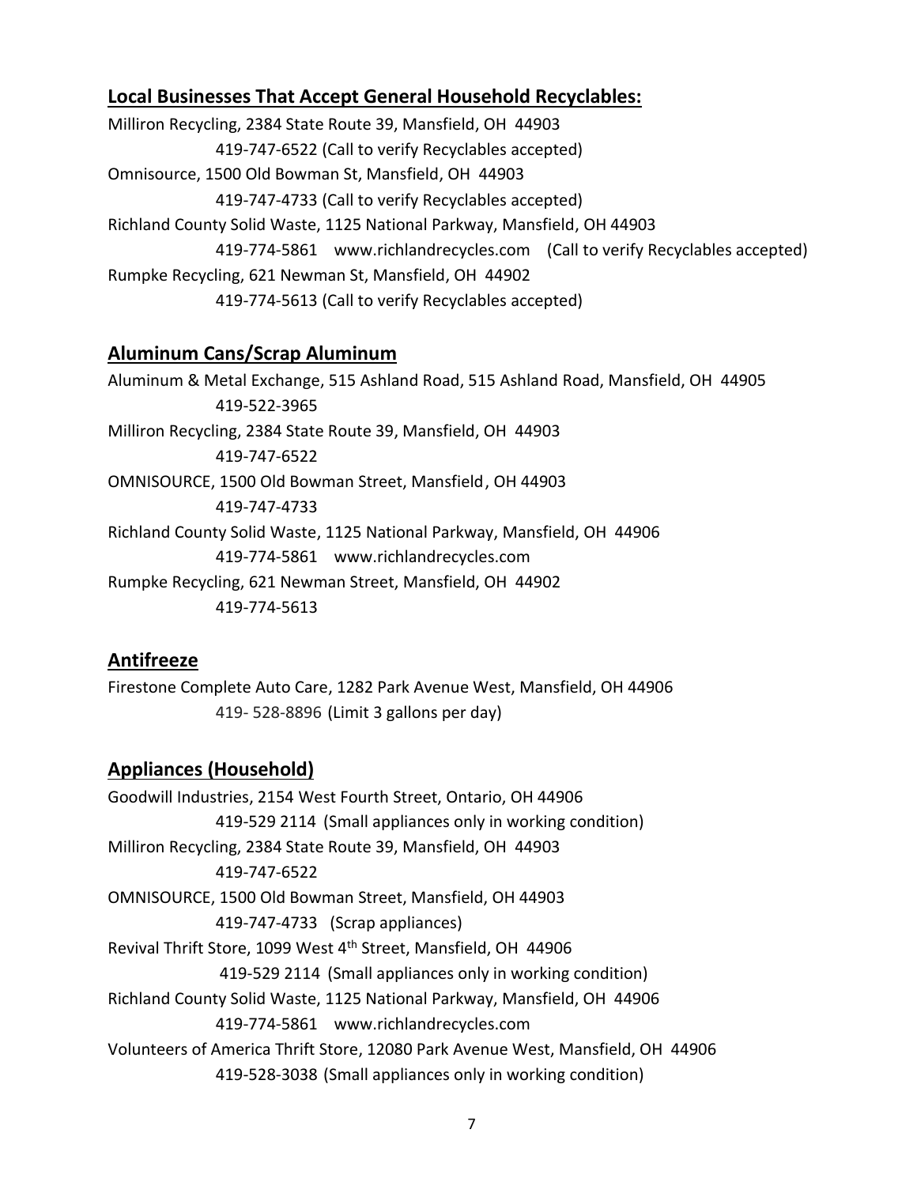## Local Businesses That Accept General Household Recyclables:

Milliron Recycling, 2384 State Route 39, Mansfield, OH 44903
419-747-6522 (Call to verify Recyclables accepted)

Omnisource, 1500 Old Bowman St, Mansfield, OH 44903
419-747-4733 (Call to verify Recyclables accepted)

Richland County Solid Waste, 1125 National Parkway, Mansfield, OH 44903
419-774-5861 www.richlandrecycles.com (Call to verify Recyclables accepted)

Rumpke Recycling, 621 Newman St, Mansfield, OH 44902
419-774-5613 (Call to verify Recyclables accepted)

## Aluminum Cans/Scrap Aluminum

Aluminum & Metal Exchange, 515 Ashland Road, 515 Ashland Road, Mansfield, OH 44905
419-522-3965

Milliron Recycling, 2384 State Route 39, Mansfield, OH 44903
419-747-6522

OMNISOURCE, 1500 Old Bowman Street, Mansfield, OH 44903
419-747-4733

Richland County Solid Waste, 1125 National Parkway, Mansfield, OH 44906
419-774-5861 www.richlandrecycles.com

Rumpke Recycling, 621 Newman Street, Mansfield, OH 44902
419-774-5613

## Antifreeze

Firestone Complete Auto Care, 1282 Park Avenue West, Mansfield, OH 44906
419- 528-8896 (Limit 3 gallons per day)

## Appliances (Household)

Goodwill Industries, 2154 West Fourth Street, Ontario, OH 44906
419-529 2114 (Small appliances only in working condition)

Milliron Recycling, 2384 State Route 39, Mansfield, OH 44903
419-747-6522

OMNISOURCE, 1500 Old Bowman Street, Mansfield, OH 44903
419-747-4733 (Scrap appliances)

Revival Thrift Store, 1099 West 4th Street, Mansfield, OH 44906
419-529 2114 (Small appliances only in working condition)

Richland County Solid Waste, 1125 National Parkway, Mansfield, OH 44906
419-774-5861 www.richlandrecycles.com

Volunteers of America Thrift Store, 12080 Park Avenue West, Mansfield, OH 44906
419-528-3038 (Small appliances only in working condition)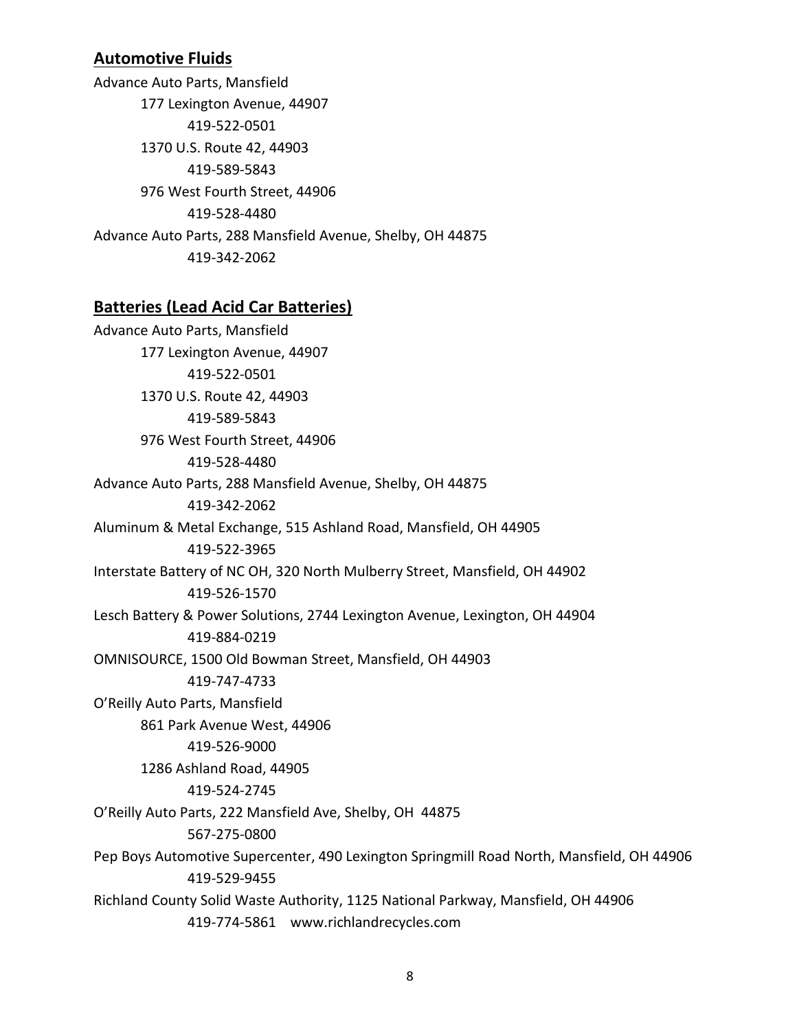## Automotive Fluids

Advance Auto Parts, Mansfield

- 177 Lexington Avenue, 44907
  - 419-522-0501
- 1370 U.S. Route 42, 44903
  - 419-589-5843
- 976 West Fourth Street, 44906
  - 419-528-4480

Advance Auto Parts, 288 Mansfield Avenue, Shelby, OH 44875
  419-342-2062

## Batteries (Lead Acid Car Batteries)

Advance Auto Parts, Mansfield

- 177 Lexington Avenue, 44907
  - 419-522-0501
- 1370 U.S. Route 42, 44903
  - 419-589-5843
- 976 West Fourth Street, 44906
  - 419-528-4480

Advance Auto Parts, 288 Mansfield Avenue, Shelby, OH 44875
  419-342-2062

Aluminum & Metal Exchange, 515 Ashland Road, Mansfield, OH 44905
  419-522-3965

Interstate Battery of NC OH, 320 North Mulberry Street, Mansfield, OH 44902
  419-526-1570

Lesch Battery & Power Solutions, 2744 Lexington Avenue, Lexington, OH 44904
  419-884-0219

OMNISOURCE, 1500 Old Bowman Street, Mansfield, OH 44903
  419-747-4733

O'Reilly Auto Parts, Mansfield

- 861 Park Avenue West, 44906
  - 419-526-9000
- 1286 Ashland Road, 44905
  - 419-524-2745

O'Reilly Auto Parts, 222 Mansfield Ave, Shelby, OH 44875
  567-275-0800

Pep Boys Automotive Supercenter, 490 Lexington Springmill Road North, Mansfield, OH 44906
  419-529-9455

Richland County Solid Waste Authority, 1125 National Parkway, Mansfield, OH 44906
  419-774-5861 www.richlandrecycles.com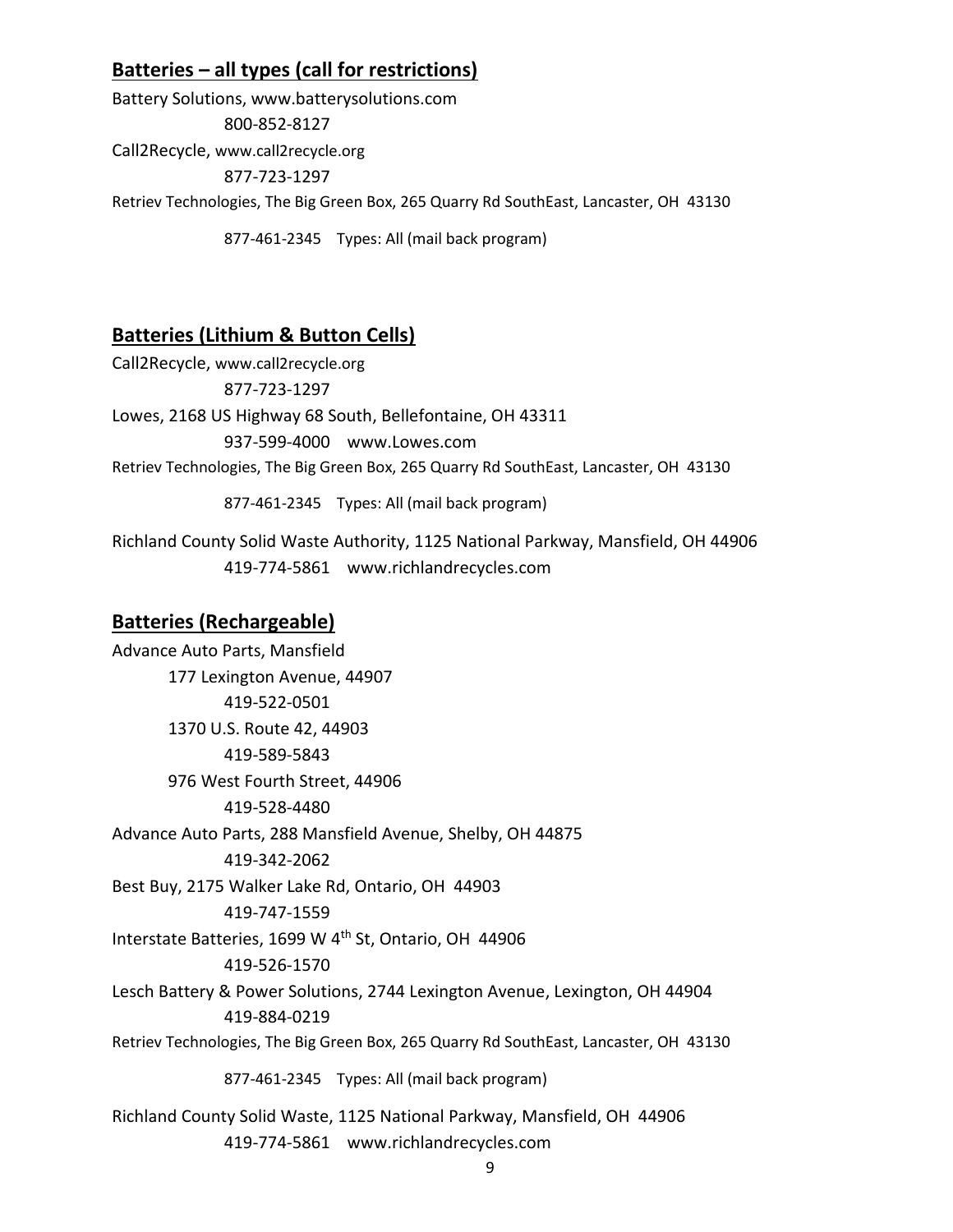## Batteries – all types (call for restrictions)

Battery Solutions, www.batterysolutions.com

800-852-8127

Call2Recycle, www.call2recycle.org

877-723-1297

Retriev Technologies, The Big Green Box, 265 Quarry Rd SouthEast, Lancaster, OH 43130

877-461-2345 Types: All (mail back program)

## Batteries (Lithium & Button Cells)

Call2Recycle, www.call2recycle.org

877-723-1297

Lowes, 2168 US Highway 68 South, Bellefontaine, OH 43311

937-599-4000 www.Lowes.com

Retriev Technologies, The Big Green Box, 265 Quarry Rd SouthEast, Lancaster, OH 43130

877-461-2345 Types: All (mail back program)

Richland County Solid Waste Authority, 1125 National Parkway, Mansfield, OH 44906

419-774-5861 www.richlandrecycles.com

## Batteries (Rechargeable)

Advance Auto Parts, Mansfield

177 Lexington Avenue, 44907

419-522-0501

1370 U.S. Route 42, 44903

419-589-5843

976 West Fourth Street, 44906

419-528-4480

Advance Auto Parts, 288 Mansfield Avenue, Shelby, OH 44875

419-342-2062

Best Buy, 2175 Walker Lake Rd, Ontario, OH 44903

419-747-1559

Interstate Batteries, 1699 W 4th St, Ontario, OH 44906

419-526-1570

Lesch Battery & Power Solutions, 2744 Lexington Avenue, Lexington, OH 44904

419-884-0219

Retriev Technologies, The Big Green Box, 265 Quarry Rd SouthEast, Lancaster, OH 43130

877-461-2345 Types: All (mail back program)

Richland County Solid Waste, 1125 National Parkway, Mansfield, OH 44906

419-774-5861 www.richlandrecycles.com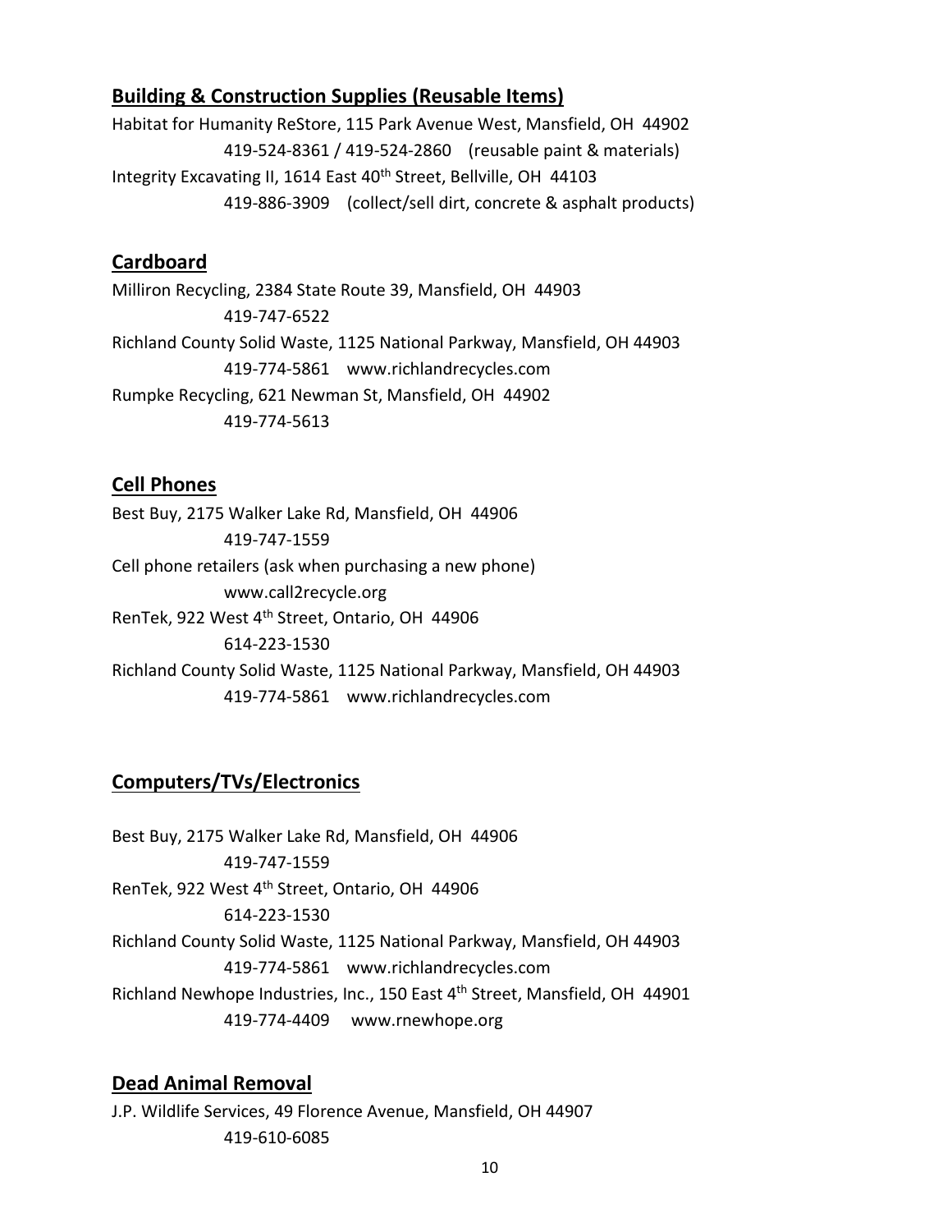## Building & Construction Supplies (Reusable Items)

Habitat for Humanity ReStore, 115 Park Avenue West, Mansfield, OH 44902
419-524-8361 / 419-524-2860 (reusable paint & materials)
Integrity Excavating II, 1614 East 40th Street, Bellville, OH 44103
419-886-3909 (collect/sell dirt, concrete & asphalt products)

## Cardboard

Milliron Recycling, 2384 State Route 39, Mansfield, OH 44903
419-747-6522
Richland County Solid Waste, 1125 National Parkway, Mansfield, OH 44903
419-774-5861 www.richlandrecycles.com
Rumpke Recycling, 621 Newman St, Mansfield, OH 44902
419-774-5613

## Cell Phones

Best Buy, 2175 Walker Lake Rd, Mansfield, OH 44906
419-747-1559
Cell phone retailers (ask when purchasing a new phone)
www.call2recycle.org
RenTek, 922 West 4th Street, Ontario, OH 44906
614-223-1530
Richland County Solid Waste, 1125 National Parkway, Mansfield, OH 44903
419-774-5861 www.richlandrecycles.com

## Computers/TVs/Electronics

Best Buy, 2175 Walker Lake Rd, Mansfield, OH 44906
419-747-1559
RenTek, 922 West 4th Street, Ontario, OH 44906
614-223-1530
Richland County Solid Waste, 1125 National Parkway, Mansfield, OH 44903
419-774-5861 www.richlandrecycles.com
Richland Newhope Industries, Inc., 150 East 4th Street, Mansfield, OH 44901
419-774-4409 www.rnewhope.org

## Dead Animal Removal

J.P. Wildlife Services, 49 Florence Avenue, Mansfield, OH 44907
419-610-6085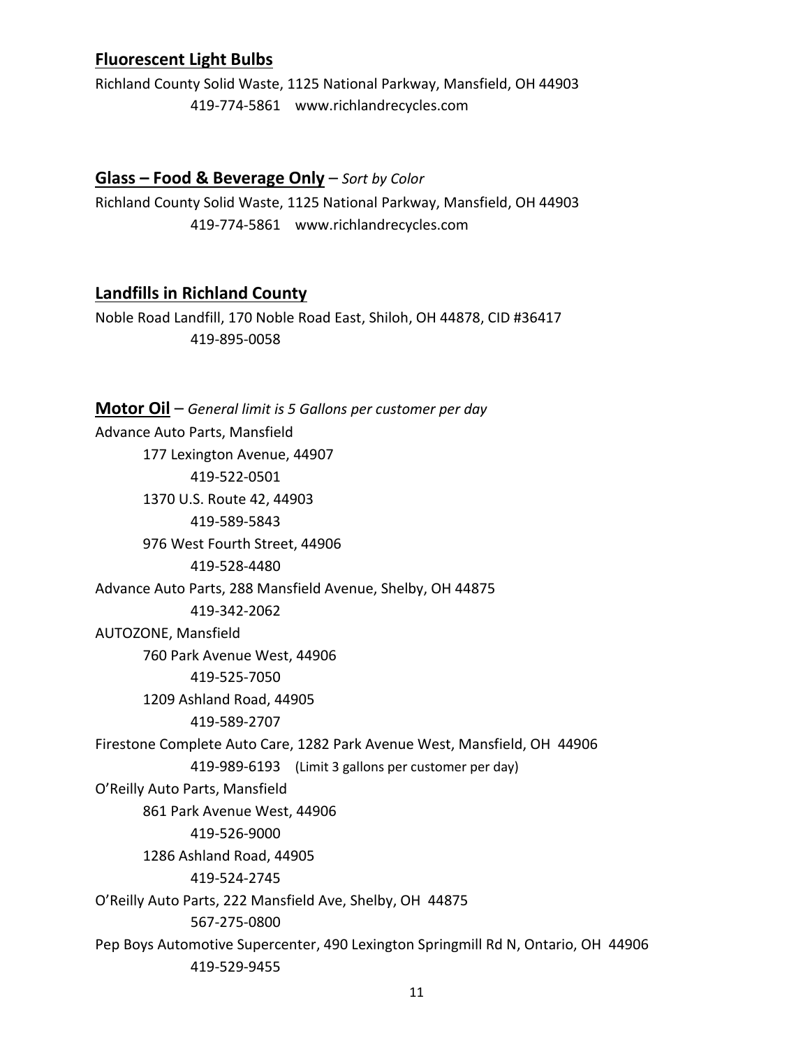## Fluorescent Light Bulbs

Richland County Solid Waste, 1125 National Parkway, Mansfield, OH 44903

419-774-5861 www.richlandrecycles.com

## Glass – Food & Beverage Only – *Sort by Color*

Richland County Solid Waste, 1125 National Parkway, Mansfield, OH 44903

419-774-5861 www.richlandrecycles.com

## Landfills in Richland County

Noble Road Landfill, 170 Noble Road East, Shiloh, OH 44878, CID #36417

419-895-0058

## Motor Oil – *General limit is 5 Gallons per customer per day*

Advance Auto Parts, Mansfield

- 177 Lexington Avenue, 44907
  - 419-522-0501
- 1370 U.S. Route 42, 44903
  - 419-589-5843
- 976 West Fourth Street, 44906
  - 419-528-4480

Advance Auto Parts, 288 Mansfield Avenue, Shelby, OH 44875

419-342-2062

AUTOZONE, Mansfield

- 760 Park Avenue West, 44906
  - 419-525-7050
- 1209 Ashland Road, 44905
  - 419-589-2707

Firestone Complete Auto Care, 1282 Park Avenue West, Mansfield, OH 44906

419-989-6193 (Limit 3 gallons per customer per day)

O'Reilly Auto Parts, Mansfield

- 861 Park Avenue West, 44906
  - 419-526-9000
- 1286 Ashland Road, 44905
  - 419-524-2745

O'Reilly Auto Parts, 222 Mansfield Ave, Shelby, OH 44875

567-275-0800

Pep Boys Automotive Supercenter, 490 Lexington Springmill Rd N, Ontario, OH 44906

419-529-9455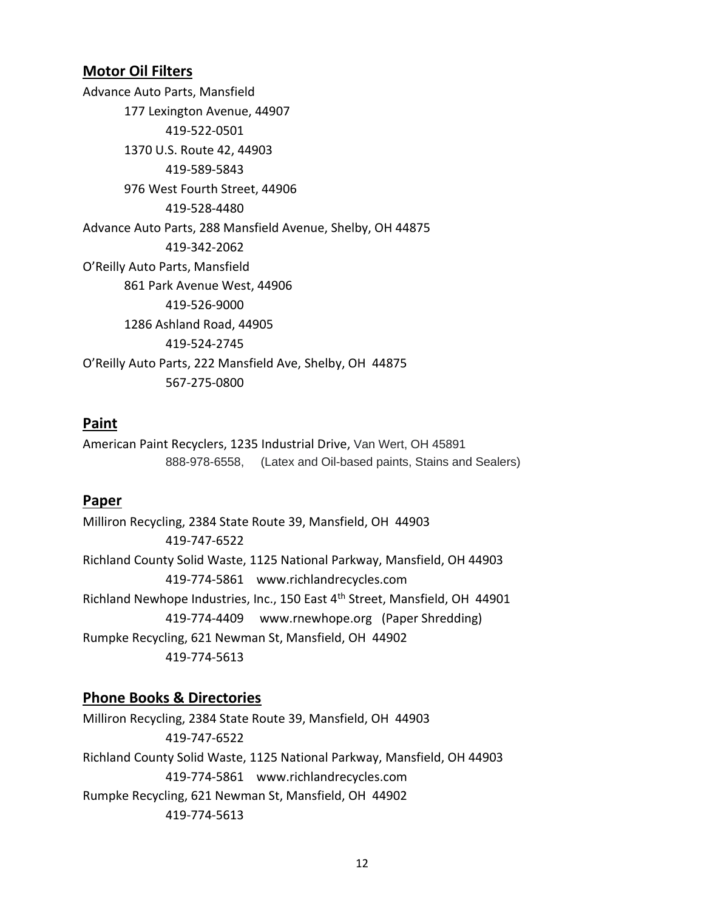## Motor Oil Filters

Advance Auto Parts, Mansfield

177 Lexington Avenue, 44907

419-522-0501

1370 U.S. Route 42, 44903

419-589-5843

976 West Fourth Street, 44906

419-528-4480

Advance Auto Parts, 288 Mansfield Avenue, Shelby, OH 44875

419-342-2062

O'Reilly Auto Parts, Mansfield

861 Park Avenue West, 44906

419-526-9000

1286 Ashland Road, 44905

419-524-2745

O'Reilly Auto Parts, 222 Mansfield Ave, Shelby, OH 44875

567-275-0800

## Paint

American Paint Recyclers, 1235 Industrial Drive, Van Wert, OH 45891

888-978-6558, (Latex and Oil-based paints, Stains and Sealers)

## Paper

Milliron Recycling, 2384 State Route 39, Mansfield, OH 44903

419-747-6522

Richland County Solid Waste, 1125 National Parkway, Mansfield, OH 44903

419-774-5861 www.richlandrecycles.com

Richland Newhope Industries, Inc., 150 East 4th Street, Mansfield, OH 44901

419-774-4409 www.rnewhope.org (Paper Shredding)

Rumpke Recycling, 621 Newman St, Mansfield, OH 44902

419-774-5613

## Phone Books & Directories

Milliron Recycling, 2384 State Route 39, Mansfield, OH 44903

419-747-6522

Richland County Solid Waste, 1125 National Parkway, Mansfield, OH 44903

419-774-5861 www.richlandrecycles.com

Rumpke Recycling, 621 Newman St, Mansfield, OH 44902

419-774-5613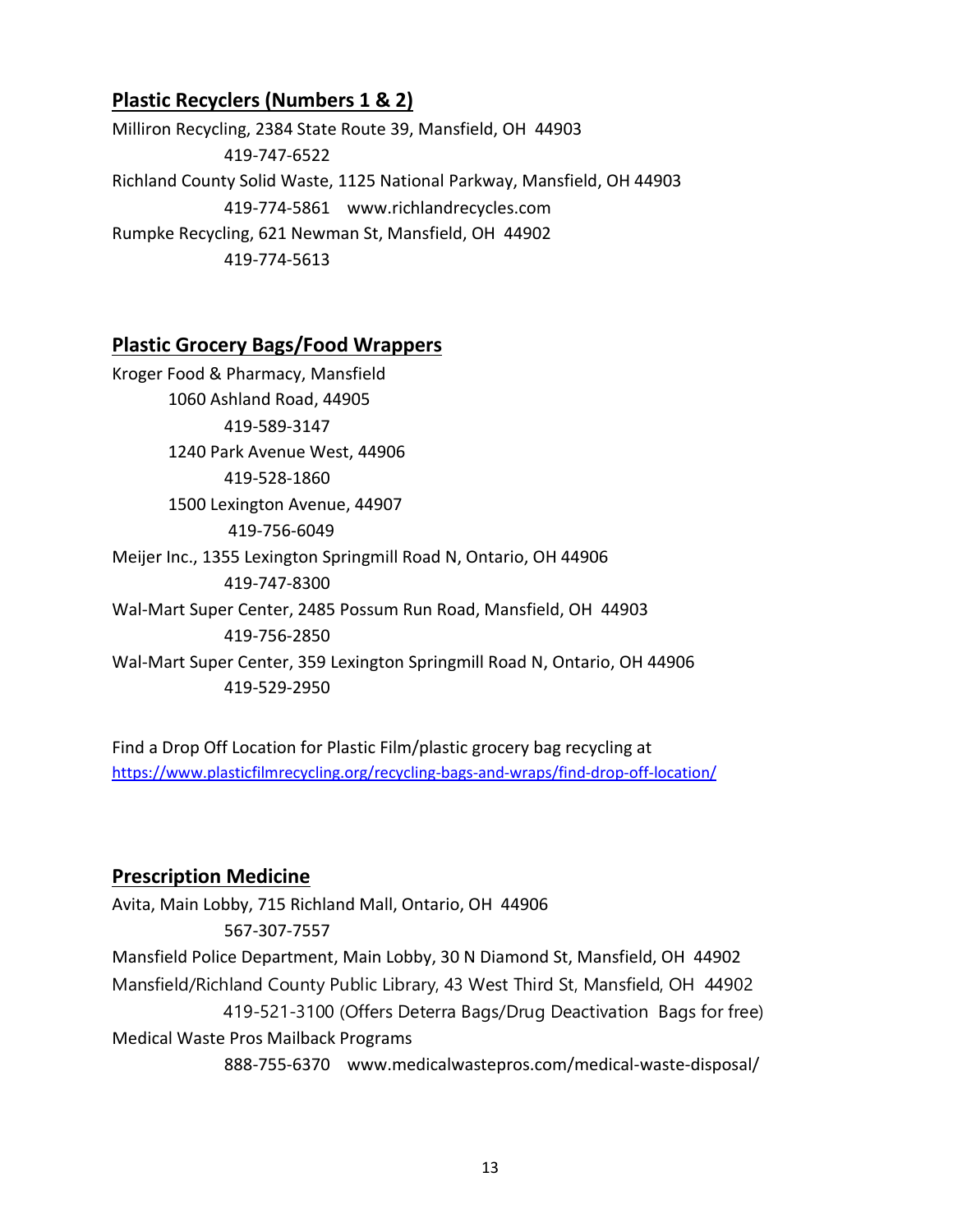## Plastic Recyclers (Numbers 1 & 2)

Milliron Recycling, 2384 State Route 39, Mansfield, OH 44903
419-747-6522

Richland County Solid Waste, 1125 National Parkway, Mansfield, OH 44903
419-774-5861 www.richlandrecycles.com

Rumpke Recycling, 621 Newman St, Mansfield, OH 44902
419-774-5613

## Plastic Grocery Bags/Food Wrappers

Kroger Food & Pharmacy, Mansfield
- 1060 Ashland Road, 44905
  419-589-3147
- 1240 Park Avenue West, 44906
  419-528-1860
- 1500 Lexington Avenue, 44907
  419-756-6049

Meijer Inc., 1355 Lexington Springmill Road N, Ontario, OH 44906
419-747-8300

Wal-Mart Super Center, 2485 Possum Run Road, Mansfield, OH 44903
419-756-2850

Wal-Mart Super Center, 359 Lexington Springmill Road N, Ontario, OH 44906
419-529-2950

Find a Drop Off Location for Plastic Film/plastic grocery bag recycling at https://www.plasticfilmrecycling.org/recycling-bags-and-wraps/find-drop-off-location/

## Prescription Medicine

Avita, Main Lobby, 715 Richland Mall, Ontario, OH 44906
567-307-7557

Mansfield Police Department, Main Lobby, 30 N Diamond St, Mansfield, OH 44902

Mansfield/Richland County Public Library, 43 West Third St, Mansfield, OH 44902
419-521-3100 (Offers Deterra Bags/Drug Deactivation Bags for free)

Medical Waste Pros Mailback Programs
888-755-6370 www.medicalwastepros.com/medical-waste-disposal/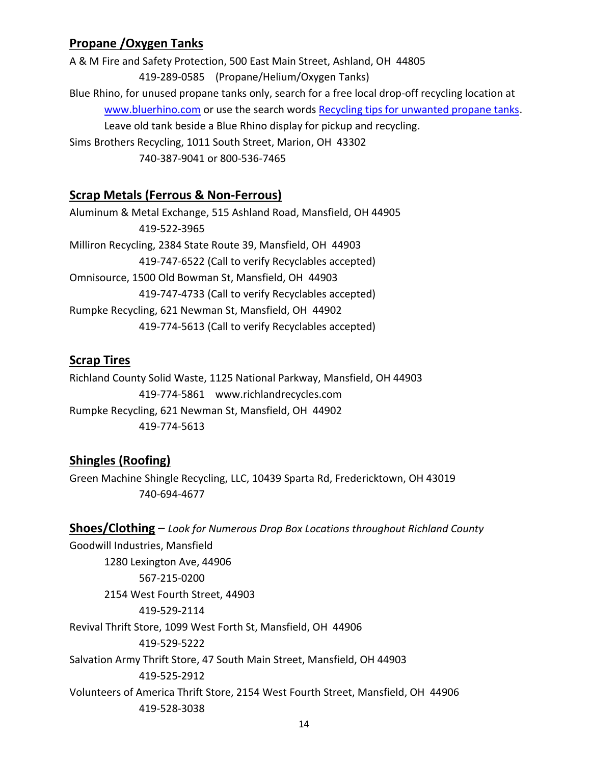## Propane /Oxygen Tanks

A & M Fire and Safety Protection, 500 East Main Street, Ashland, OH 44805
419-289-0585 (Propane/Helium/Oxygen Tanks)

Blue Rhino, for unused propane tanks only, search for a free local drop-off recycling location at www.bluerhino.com or use the search words Recycling tips for unwanted propane tanks. Leave old tank beside a Blue Rhino display for pickup and recycling.

Sims Brothers Recycling, 1011 South Street, Marion, OH 43302
740-387-9041 or 800-536-7465

## Scrap Metals (Ferrous & Non-Ferrous)

Aluminum & Metal Exchange, 515 Ashland Road, Mansfield, OH 44905
419-522-3965

Milliron Recycling, 2384 State Route 39, Mansfield, OH 44903
419-747-6522 (Call to verify Recyclables accepted)

Omnisource, 1500 Old Bowman St, Mansfield, OH 44903
419-747-4733 (Call to verify Recyclables accepted)

Rumpke Recycling, 621 Newman St, Mansfield, OH 44902
419-774-5613 (Call to verify Recyclables accepted)

## Scrap Tires

Richland County Solid Waste, 1125 National Parkway, Mansfield, OH 44903
419-774-5861 www.richlandrecycles.com

Rumpke Recycling, 621 Newman St, Mansfield, OH 44902
419-774-5613

## Shingles (Roofing)

Green Machine Shingle Recycling, LLC, 10439 Sparta Rd, Fredericktown, OH 43019
740-694-4677

## Shoes/Clothing – *Look for Numerous Drop Box Locations throughout Richland County*

Goodwill Industries, Mansfield

- 1280 Lexington Ave, 44906
  567-215-0200
- 2154 West Fourth Street, 44903
  419-529-2114

Revival Thrift Store, 1099 West Forth St, Mansfield, OH 44906
419-529-5222

Salvation Army Thrift Store, 47 South Main Street, Mansfield, OH 44903
419-525-2912

Volunteers of America Thrift Store, 2154 West Fourth Street, Mansfield, OH 44906
419-528-3038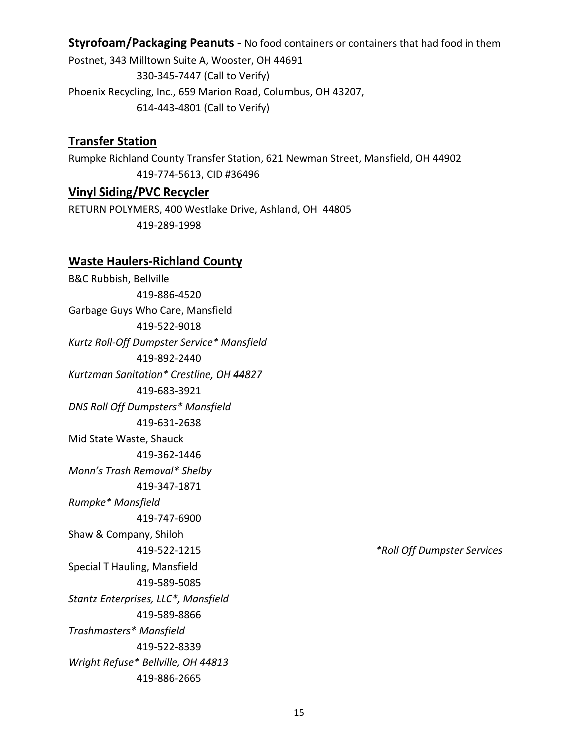**Styrofoam/Packaging Peanuts** - No food containers or containers that had food in them

Postnet, 343 Milltown Suite A, Wooster, OH 44691
330-345-7447 (Call to Verify)

Phoenix Recycling, Inc., 659 Marion Road, Columbus, OH 43207,
614-443-4801 (Call to Verify)

## Transfer Station

Rumpke Richland County Transfer Station, 621 Newman Street, Mansfield, OH 44902
419-774-5613, CID #36496

## Vinyl Siding/PVC Recycler

RETURN POLYMERS, 400 Westlake Drive, Ashland, OH 44805
419-289-1998

## Waste Haulers-Richland County

B&C Rubbish, Bellville
419-886-4520

Garbage Guys Who Care, Mansfield
419-522-9018

*Kurtz Roll-Off Dumpster Service* Mansfield*
419-892-2440

*Kurtzman Sanitation* Crestline, OH 44827*
419-683-3921

*DNS Roll Off Dumpsters* Mansfield*
419-631-2638

Mid State Waste, Shauck
419-362-1446

*Monn's Trash Removal* Shelby*
419-347-1871

*Rumpke* Mansfield*
419-747-6900

Shaw & Company, Shiloh
419-522-1215

Special T Hauling, Mansfield
419-589-5085

*Stantz Enterprises, LLC*, Mansfield*
419-589-8866

*Trashmasters* Mansfield*
419-522-8339

*Wright Refuse* Bellville, OH 44813*
419-886-2665

**Roll Off Dumpster Services*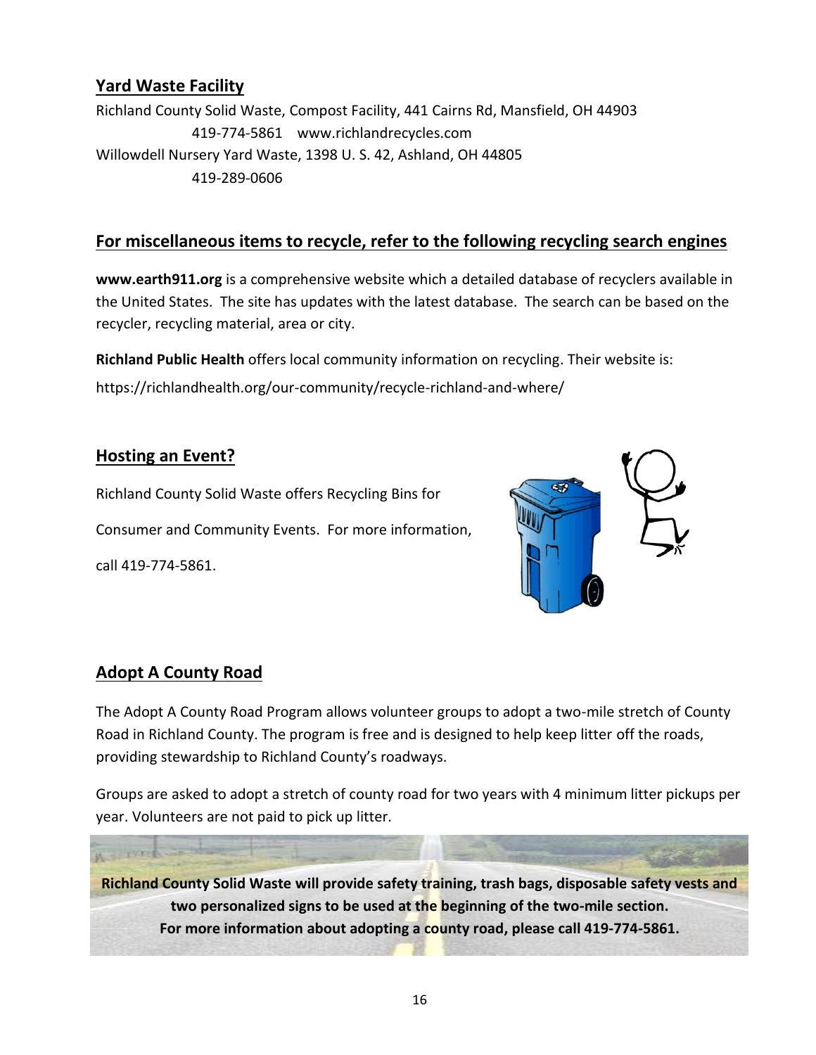## Yard Waste Facility

Richland County Solid Waste, Compost Facility, 441 Cairns Rd, Mansfield, OH 44903
419-774-5861 www.richlandrecycles.com
Willowdell Nursery Yard Waste, 1398 U. S. 42, Ashland, OH 44805
419-289-0606

## For miscellaneous items to recycle, refer to the following recycling search engines

**www.earth911.org** is a comprehensive website which a detailed database of recyclers available in the United States. The site has updates with the latest database. The search can be based on the recycler, recycling material, area or city.

**Richland Public Health** offers local community information on recycling. Their website is:
https://richlandhealth.org/our-community/recycle-richland-and-where/

## Hosting an Event?

Richland County Solid Waste offers Recycling Bins for Consumer and Community Events. For more information, call 419-774-5861.

## Adopt A County Road

The Adopt A County Road Program allows volunteer groups to adopt a two-mile stretch of County Road in Richland County. The program is free and is designed to help keep litter off the roads, providing stewardship to Richland County's roadways.

Groups are asked to adopt a stretch of county road for two years with 4 minimum litter pickups per year. Volunteers are not paid to pick up litter.

**Richland County Solid Waste will provide safety training, trash bags, disposable safety vests and two personalized signs to be used at the beginning of the two-mile section.**
**For more information about adopting a county road, please call 419-774-5861.**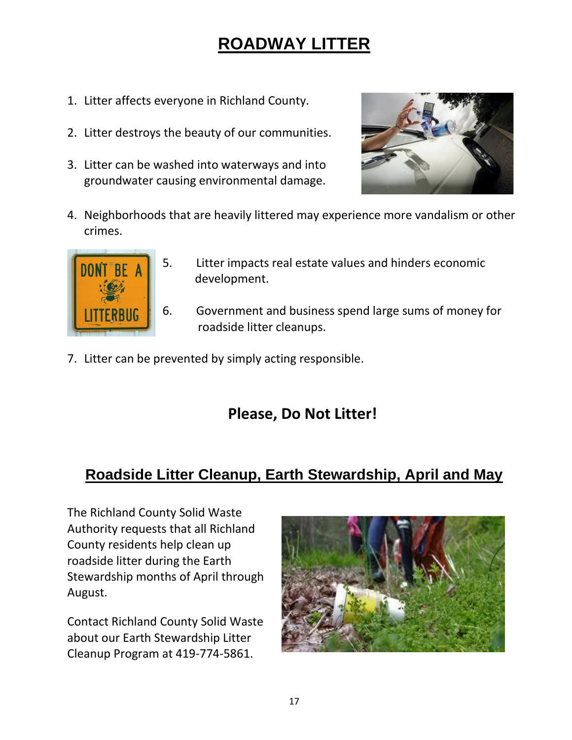# ROADWAY LITTER

1. Litter affects everyone in Richland County.
2. Litter destroys the beauty of our communities.
3. Litter can be washed into waterways and into groundwater causing environmental damage.
4. Neighborhoods that are heavily littered may experience more vandalism or other crimes.
5. Litter impacts real estate values and hinders economic development.
6. Government and business spend large sums of money for roadside litter cleanups.
7. Litter can be prevented by simply acting responsible.

**Please, Do Not Litter!**

## Roadside Litter Cleanup, Earth Stewardship, April and May

The Richland County Solid Waste Authority requests that all Richland County residents help clean up roadside litter during the Earth Stewardship months of April through August.

Contact Richland County Solid Waste about our Earth Stewardship Litter Cleanup Program at 419-774-5861.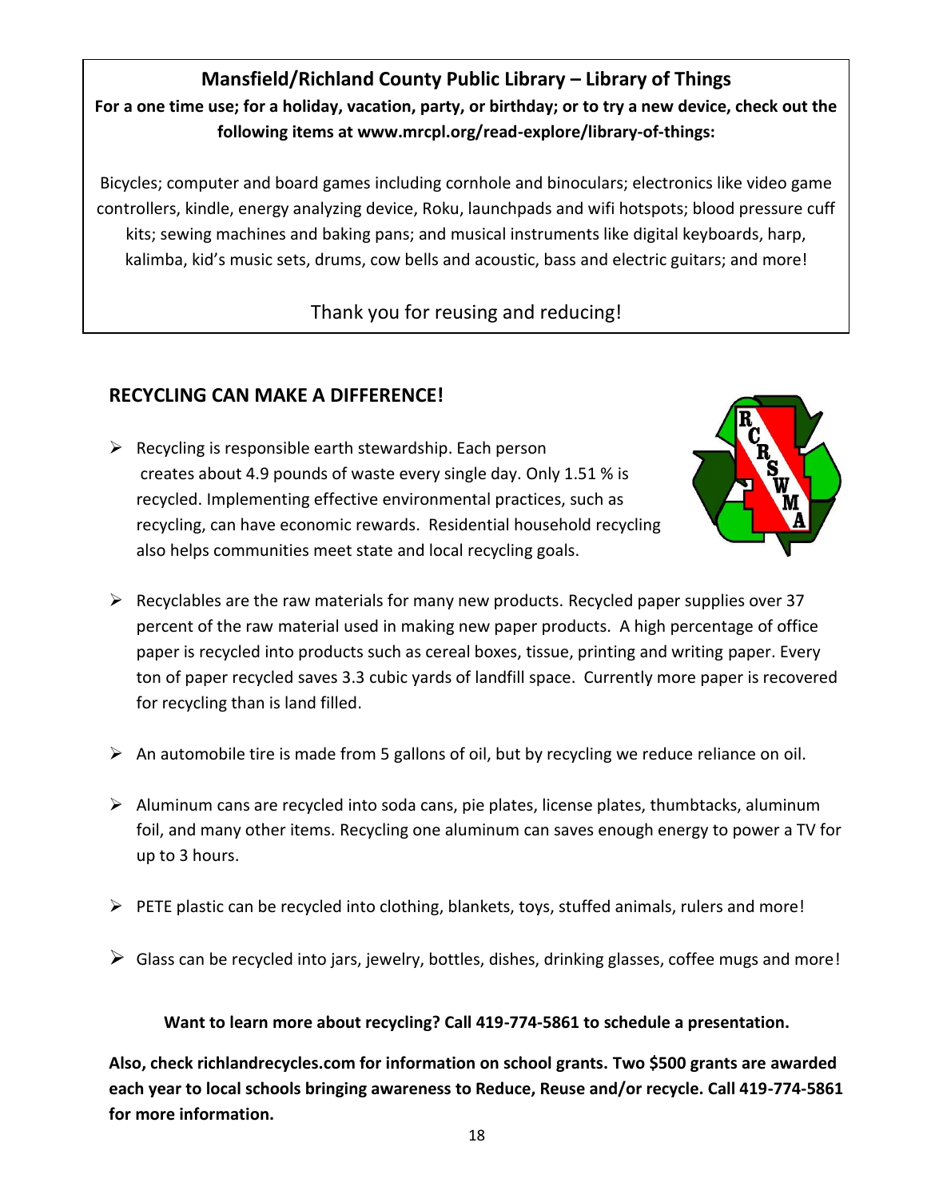## Mansfield/Richland County Public Library – Library of Things

**For a one time use; for a holiday, vacation, party, or birthday; or to try a new device, check out the following items at www.mrcpl.org/read-explore/library-of-things:**

Bicycles; computer and board games including cornhole and binoculars; electronics like video game controllers, kindle, energy analyzing device, Roku, launchpads and wifi hotspots; blood pressure cuff kits; sewing machines and baking pans; and musical instruments like digital keyboards, harp, kalimba, kid's music sets, drums, cow bells and acoustic, bass and electric guitars; and more!

Thank you for reusing and reducing!

## RECYCLING CAN MAKE A DIFFERENCE!

- Recycling is responsible earth stewardship. Each person creates about 4.9 pounds of waste every single day. Only 1.51 % is recycled. Implementing effective environmental practices, such as recycling, can have economic rewards. Residential household recycling also helps communities meet state and local recycling goals.
- Recyclables are the raw materials for many new products. Recycled paper supplies over 37 percent of the raw material used in making new paper products. A high percentage of office paper is recycled into products such as cereal boxes, tissue, printing and writing paper. Every ton of paper recycled saves 3.3 cubic yards of landfill space. Currently more paper is recovered for recycling than is land filled.
- An automobile tire is made from 5 gallons of oil, but by recycling we reduce reliance on oil.
- Aluminum cans are recycled into soda cans, pie plates, license plates, thumbtacks, aluminum foil, and many other items. Recycling one aluminum can saves enough energy to power a TV for up to 3 hours.
- PETE plastic can be recycled into clothing, blankets, toys, stuffed animals, rulers and more!
- Glass can be recycled into jars, jewelry, bottles, dishes, drinking glasses, coffee mugs and more!

**Want to learn more about recycling? Call 419-774-5861 to schedule a presentation.**

**Also, check richlandrecycles.com for information on school grants. Two $500 grants are awarded each year to local schools bringing awareness to Reduce, Reuse and/or recycle. Call 419-774-5861 for more information.**